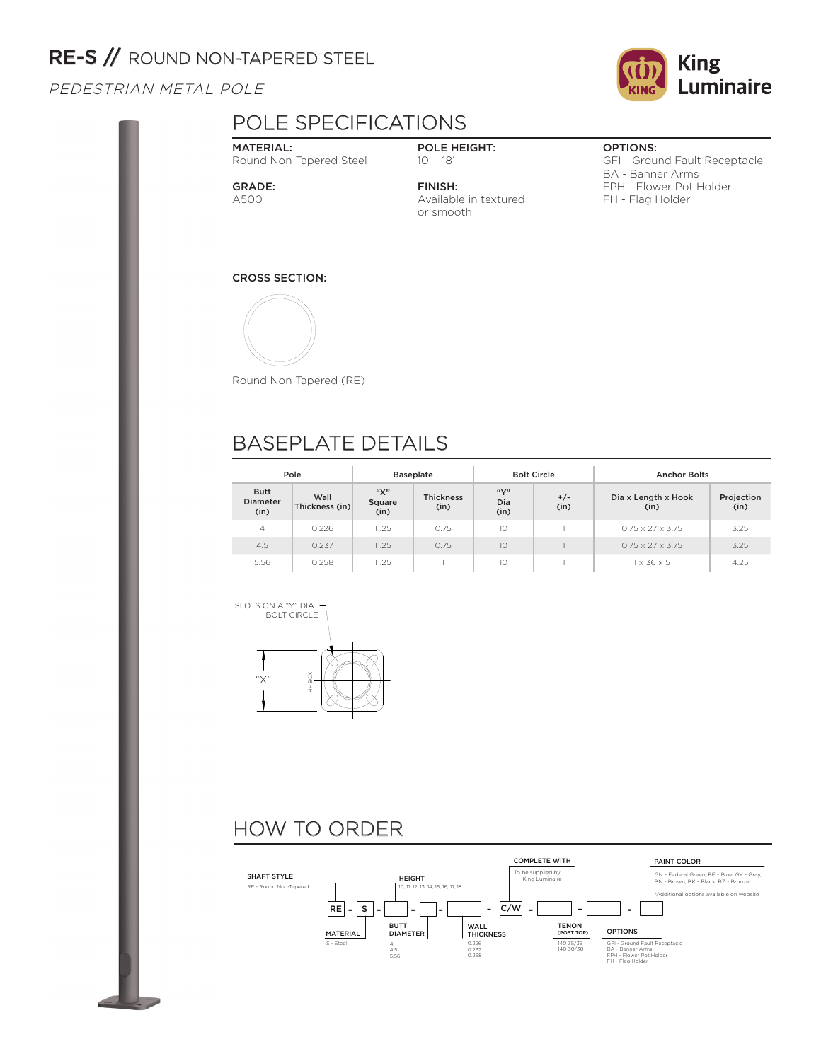# RE-S // ROUND NON-TAPERED STEEL

*PEDESTRIAN METAL POLE*

King Luminaire

## POLE SPECIFICATIONS

**MATERIAL:**
Round Non-Tapered Steel

**GRADE:**
A500

**POLE HEIGHT:**
10' - 18'

**FINISH:**
Available in textured or smooth.

**OPTIONS:**
GFI - Ground Fault Receptacle
BA - Banner Arms
FPH - Flower Pot Holder
FH - Flag Holder

**CROSS SECTION:**

Round Non-Tapered (RE)

## BASEPLATE DETAILS

| Pole | | Baseplate | | Bolt Circle | | Anchor Bolts | |
|---|---|---|---|---|---|---|---|
| Butt Diameter (in) | Wall Thickness (in) | "X" Square (in) | Thickness (in) | "Y" Dia (in) | +/- (in) | Dia x Length x Hook (in) | Projection (in) |
| 4 | 0.226 | 11.25 | 0.75 | 10 | 1 | 0.75 x 27 x 3.75 | 3.25 |
| 4.5 | 0.237 | 11.25 | 0.75 | 10 | 1 | 0.75 x 27 x 3.75 | 3.25 |
| 5.56 | 0.258 | 11.25 | 1 | 10 | 1 | 1 x 36 x 5 | 4.25 |

SLOTS ON A "Y" DIA. BOLT CIRCLE

"X"

HH BOX

## HOW TO ORDER

RE - S - [ ] - [ ] - [ ] - C/W - [ ] - [ ] - [ ]

**SHAFT STYLE**
RE - Round Non-Tapered

**MATERIAL**
S - Steel

**BUTT DIAMETER**
4
4.5
5.56

**HEIGHT**
10, 11, 12, 13, 14, 15, 16, 17, 18

**WALL THICKNESS**
0.226
0.237
0.258

**COMPLETE WITH**
To be supplied by King Luminaire

**TENON (POST TOP)**
140 35/35
140 30/30

**OPTIONS**
GFI - Ground Fault Receptacle
BA - Banner Arms
FPH - Flower Pot Holder
FH - Flag Holder

**PAINT COLOR**
GN - Federal Green, BE - Blue, GY - Gray, BN - Brown, BK - Black, BZ - Bronze

*Additional options available on website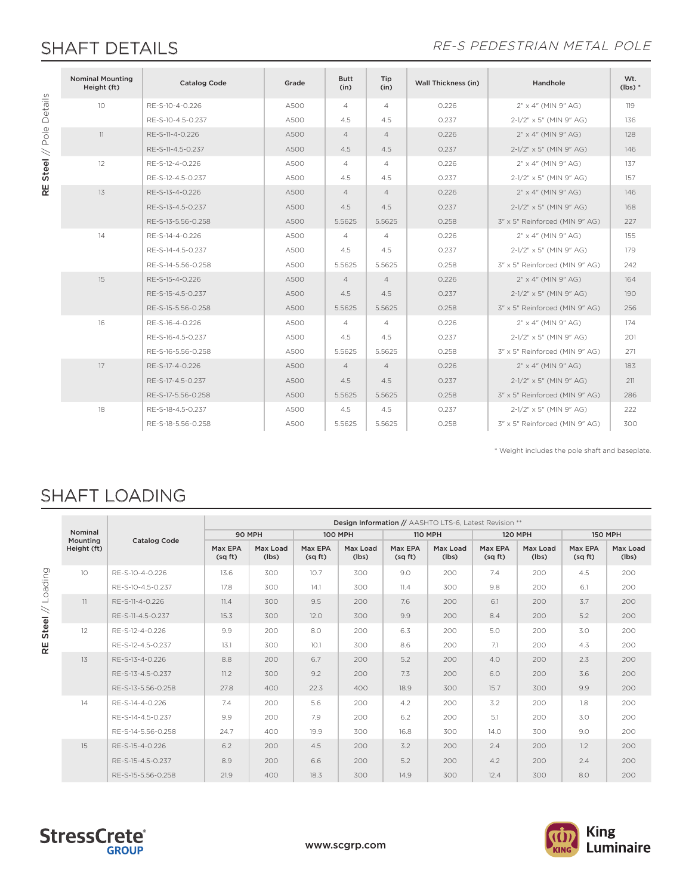# SHAFT DETAILS

*RE-S PEDESTRIAN METAL POLE*

**RE Steel** // Pole Details

| Nominal Mounting Height (ft) | Catalog Code | Grade | Butt (in) | Tip (in) | Wall Thickness (in) | Handhole | Wt. (lbs) * |
|---|---|---|---|---|---|---|---|
| 10 | RE-S-10-4-0.226 | A500 | 4 | 4 | 0.226 | 2" x 4" (MIN 9" AG) | 119 |
| | RE-S-10-4.5-0.237 | A500 | 4.5 | 4.5 | 0.237 | 2-1/2" x 5" (MIN 9" AG) | 136 |
| 11 | RE-S-11-4-0.226 | A500 | 4 | 4 | 0.226 | 2" x 4" (MIN 9" AG) | 128 |
| | RE-S-11-4.5-0.237 | A500 | 4.5 | 4.5 | 0.237 | 2-1/2" x 5" (MIN 9" AG) | 146 |
| 12 | RE-S-12-4-0.226 | A500 | 4 | 4 | 0.226 | 2" x 4" (MIN 9" AG) | 137 |
| | RE-S-12-4.5-0.237 | A500 | 4.5 | 4.5 | 0.237 | 2-1/2" x 5" (MIN 9" AG) | 157 |
| 13 | RE-S-13-4-0.226 | A500 | 4 | 4 | 0.226 | 2" x 4" (MIN 9" AG) | 146 |
| | RE-S-13-4.5-0.237 | A500 | 4.5 | 4.5 | 0.237 | 2-1/2" x 5" (MIN 9" AG) | 168 |
| | RE-S-13-5.56-0.258 | A500 | 5.5625 | 5.5625 | 0.258 | 3" x 5" Reinforced (MIN 9" AG) | 227 |
| 14 | RE-S-14-4-0.226 | A500 | 4 | 4 | 0.226 | 2" x 4" (MIN 9" AG) | 155 |
| | RE-S-14-4.5-0.237 | A500 | 4.5 | 4.5 | 0.237 | 2-1/2" x 5" (MIN 9" AG) | 179 |
| | RE-S-14-5.56-0.258 | A500 | 5.5625 | 5.5625 | 0.258 | 3" x 5" Reinforced (MIN 9" AG) | 242 |
| 15 | RE-S-15-4-0.226 | A500 | 4 | 4 | 0.226 | 2" x 4" (MIN 9" AG) | 164 |
| | RE-S-15-4.5-0.237 | A500 | 4.5 | 4.5 | 0.237 | 2-1/2" x 5" (MIN 9" AG) | 190 |
| | RE-S-15-5.56-0.258 | A500 | 5.5625 | 5.5625 | 0.258 | 3" x 5" Reinforced (MIN 9" AG) | 256 |
| 16 | RE-S-16-4-0.226 | A500 | 4 | 4 | 0.226 | 2" x 4" (MIN 9" AG) | 174 |
| | RE-S-16-4.5-0.237 | A500 | 4.5 | 4.5 | 0.237 | 2-1/2" x 5" (MIN 9" AG) | 201 |
| | RE-S-16-5.56-0.258 | A500 | 5.5625 | 5.5625 | 0.258 | 3" x 5" Reinforced (MIN 9" AG) | 271 |
| 17 | RE-S-17-4-0.226 | A500 | 4 | 4 | 0.226 | 2" x 4" (MIN 9" AG) | 183 |
| | RE-S-17-4.5-0.237 | A500 | 4.5 | 4.5 | 0.237 | 2-1/2" x 5" (MIN 9" AG) | 211 |
| | RE-S-17-5.56-0.258 | A500 | 5.5625 | 5.5625 | 0.258 | 3" x 5" Reinforced (MIN 9" AG) | 286 |
| 18 | RE-S-18-4.5-0.237 | A500 | 4.5 | 4.5 | 0.237 | 2-1/2" x 5" (MIN 9" AG) | 222 |
| | RE-S-18-5.56-0.258 | A500 | 5.5625 | 5.5625 | 0.258 | 3" x 5" Reinforced (MIN 9" AG) | 300 |

\* Weight includes the pole shaft and baseplate.

# SHAFT LOADING

**RE Steel** // Loading

| Nominal Mounting Height (ft) | Catalog Code | Design Information // AASHTO LTS-6, Latest Revision ** | | | | | | | | | |
|---|---|---|---|---|---|---|---|---|---|---|---|
| | | 90 MPH | | 100 MPH | | 110 MPH | | 120 MPH | | 150 MPH | |
| | | Max EPA (sq ft) | Max Load (lbs) | Max EPA (sq ft) | Max Load (lbs) | Max EPA (sq ft) | Max Load (lbs) | Max EPA (sq ft) | Max Load (lbs) | Max EPA (sq ft) | Max Load (lbs) |
| 10 | RE-S-10-4-0.226 | 13.6 | 300 | 10.7 | 300 | 9.0 | 200 | 7.4 | 200 | 4.5 | 200 |
| | RE-S-10-4.5-0.237 | 17.8 | 300 | 14.1 | 300 | 11.4 | 300 | 9.8 | 200 | 6.1 | 200 |
| 11 | RE-S-11-4-0.226 | 11.4 | 300 | 9.5 | 200 | 7.6 | 200 | 6.1 | 200 | 3.7 | 200 |
| | RE-S-11-4.5-0.237 | 15.3 | 300 | 12.0 | 300 | 9.9 | 200 | 8.4 | 200 | 5.2 | 200 |
| 12 | RE-S-12-4-0.226 | 9.9 | 200 | 8.0 | 200 | 6.3 | 200 | 5.0 | 200 | 3.0 | 200 |
| | RE-S-12-4.5-0.237 | 13.1 | 300 | 10.1 | 300 | 8.6 | 200 | 7.1 | 200 | 4.3 | 200 |
| 13 | RE-S-13-4-0.226 | 8.8 | 200 | 6.7 | 200 | 5.2 | 200 | 4.0 | 200 | 2.3 | 200 |
| | RE-S-13-4.5-0.237 | 11.2 | 300 | 9.2 | 200 | 7.3 | 200 | 6.0 | 200 | 3.6 | 200 |
| | RE-S-13-5.56-0.258 | 27.8 | 400 | 22.3 | 400 | 18.9 | 300 | 15.7 | 300 | 9.9 | 200 |
| 14 | RE-S-14-4-0.226 | 7.4 | 200 | 5.6 | 200 | 4.2 | 200 | 3.2 | 200 | 1.8 | 200 |
| | RE-S-14-4.5-0.237 | 9.9 | 200 | 7.9 | 200 | 6.2 | 200 | 5.1 | 200 | 3.0 | 200 |
| | RE-S-14-5.56-0.258 | 24.7 | 400 | 19.9 | 300 | 16.8 | 300 | 14.0 | 300 | 9.0 | 200 |
| 15 | RE-S-15-4-0.226 | 6.2 | 200 | 4.5 | 200 | 3.2 | 200 | 2.4 | 200 | 1.2 | 200 |
| | RE-S-15-4.5-0.237 | 8.9 | 200 | 6.6 | 200 | 5.2 | 200 | 4.2 | 200 | 2.4 | 200 |
| | RE-S-15-5.56-0.258 | 21.9 | 400 | 18.3 | 300 | 14.9 | 300 | 12.4 | 300 | 8.0 | 200 |

StressCrete® GROUP

www.scgrp.com

King Luminaire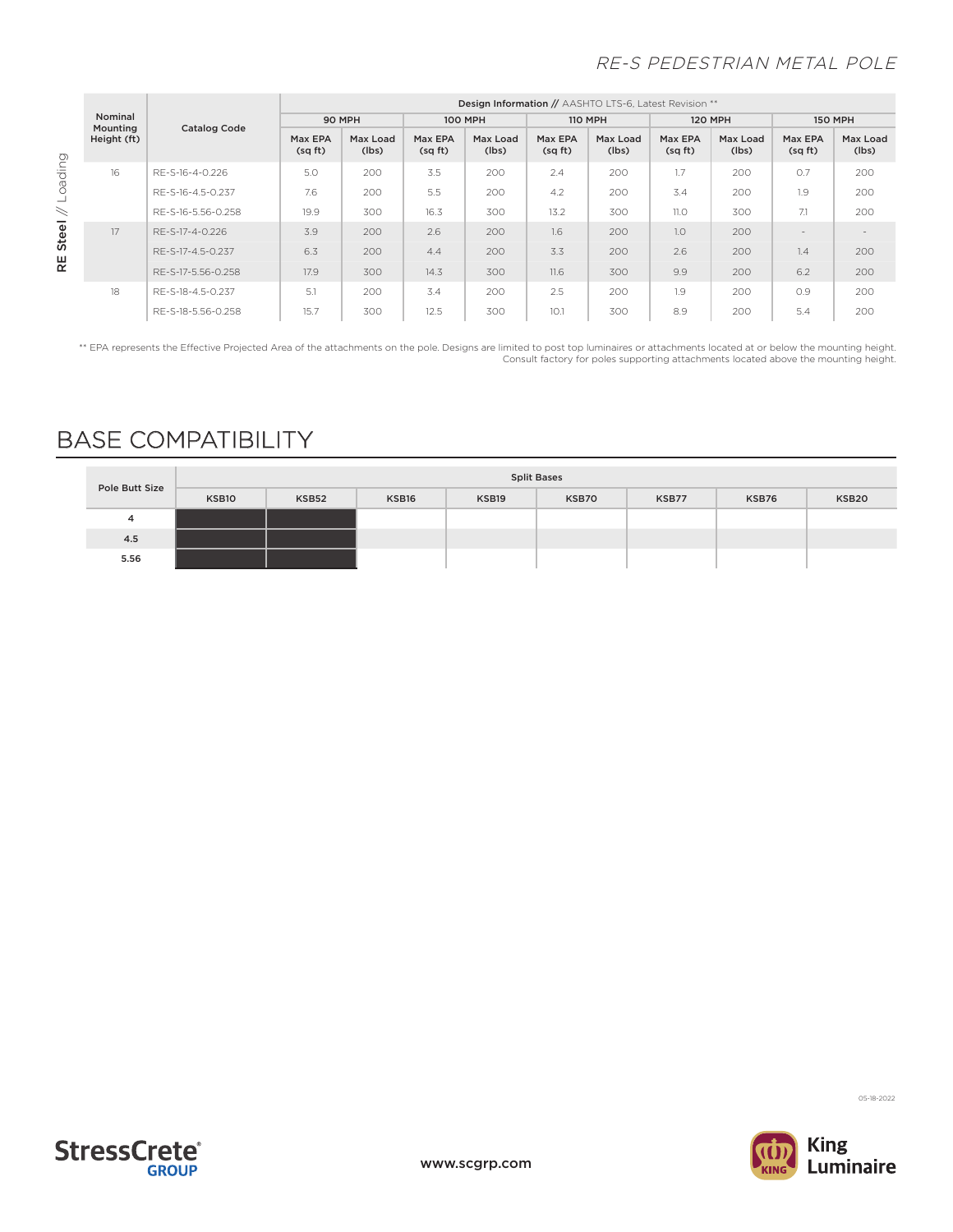| Nominal Mounting Height (ft) | Catalog Code | Design Information // AASHTO LTS-6, Latest Revision ** | | | | | | | | | |
|---|---|---|---|---|---|---|---|---|---|---|---|
| | | 90 MPH | | 100 MPH | | 110 MPH | | 120 MPH | | 150 MPH | |
| | | Max EPA (sq ft) | Max Load (lbs) | Max EPA (sq ft) | Max Load (lbs) | Max EPA (sq ft) | Max Load (lbs) | Max EPA (sq ft) | Max Load (lbs) | Max EPA (sq ft) | Max Load (lbs) |
| 16 | RE-S-16-4-0.226 | 5.0 | 200 | 3.5 | 200 | 2.4 | 200 | 1.7 | 200 | 0.7 | 200 |
| | RE-S-16-4.5-0.237 | 7.6 | 200 | 5.5 | 200 | 4.2 | 200 | 3.4 | 200 | 1.9 | 200 |
| | RE-S-16-5.56-0.258 | 19.9 | 300 | 16.3 | 300 | 13.2 | 300 | 11.0 | 300 | 7.1 | 200 |
| 17 | RE-S-17-4-0.226 | 3.9 | 200 | 2.6 | 200 | 1.6 | 200 | 1.0 | 200 | - | - |
| | RE-S-17-4.5-0.237 | 6.3 | 200 | 4.4 | 200 | 3.3 | 200 | 2.6 | 200 | 1.4 | 200 |
| | RE-S-17-5.56-0.258 | 17.9 | 300 | 14.3 | 300 | 11.6 | 300 | 9.9 | 200 | 6.2 | 200 |
| 18 | RE-S-18-4.5-0.237 | 5.1 | 200 | 3.4 | 200 | 2.5 | 200 | 1.9 | 200 | 0.9 | 200 |
| | RE-S-18-5.56-0.258 | 15.7 | 300 | 12.5 | 300 | 10.1 | 300 | 8.9 | 200 | 5.4 | 200 |

** EPA represents the Effective Projected Area of the attachments on the pole. Designs are limited to post top luminaires or attachments located at or below the mounting height. Consult factory for poles supporting attachments located above the mounting height.

## BASE COMPATIBILITY

| Pole Butt Size | Split Bases | | | | | | | |
|---|---|---|---|---|---|---|---|---|
| | KSB10 | KSB52 | KSB16 | KSB19 | KSB70 | KSB77 | KSB76 | KSB20 |
| 4 | ■ | ■ | | | | | | |
| 4.5 | ■ | ■ | | | | | | |
| 5.56 | ■ | ■ | | | | | | |

05-18-2022

www.scgrp.com